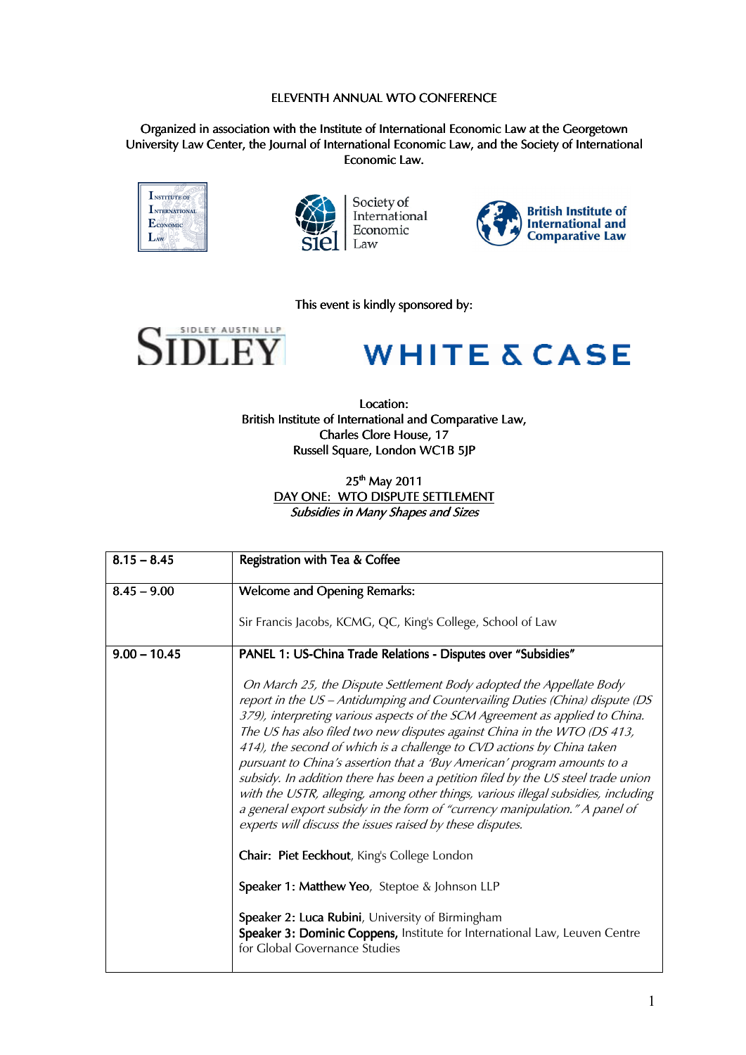# ELEVENTH ANNUAL WTO CONFERENCE

Organized in association with the Institute of International Economic Law at the Georgetown University Law Center, the Journal of International Economic Law, and the Society of International Economic Law.

Institute of International Economic Law

Society of International Economic Law

British Institute of International and Comparative Law

This event is kindly sponsored by:

SIDLEY AUSTIN LLP

WHITE & CASE

Location:
British Institute of International and Comparative Law,
Charles Clore House, 17
Russell Square, London WC1B 5JP

25th May 2011

## DAY ONE: WTO DISPUTE SETTLEMENT

*Subsidies in Many Shapes and Sizes*

| | |
|---|---|
| 8.15 – 8.45 | Registration with Tea & Coffee |
| 8.45 – 9.00 | Welcome and Opening Remarks:<br><br>Sir Francis Jacobs, KCMG, QC, King's College, School of Law |
| 9.00 – 10.45 | PANEL 1: US-China Trade Relations - Disputes over "Subsidies"<br><br>*On March 25, the Dispute Settlement Body adopted the Appellate Body report in the US – Antidumping and Countervailing Duties (China) dispute (DS 379), interpreting various aspects of the SCM Agreement as applied to China. The US has also filed two new disputes against China in the WTO (DS 413, 414), the second of which is a challenge to CVD actions by China taken pursuant to China's assertion that a 'Buy American' program amounts to a subsidy. In addition there has been a petition filed by the US steel trade union with the USTR, alleging, among other things, various illegal subsidies, including a general export subsidy in the form of "currency manipulation." A panel of experts will discuss the issues raised by these disputes.*<br><br>Chair: **Piet Eeckhout**, King's College London<br><br>Speaker 1: **Matthew Yeo**, Steptoe & Johnson LLP<br><br>Speaker 2: **Luca Rubini**, University of Birmingham<br>**Speaker 3: Dominic Coppens,** Institute for International Law, Leuven Centre for Global Governance Studies |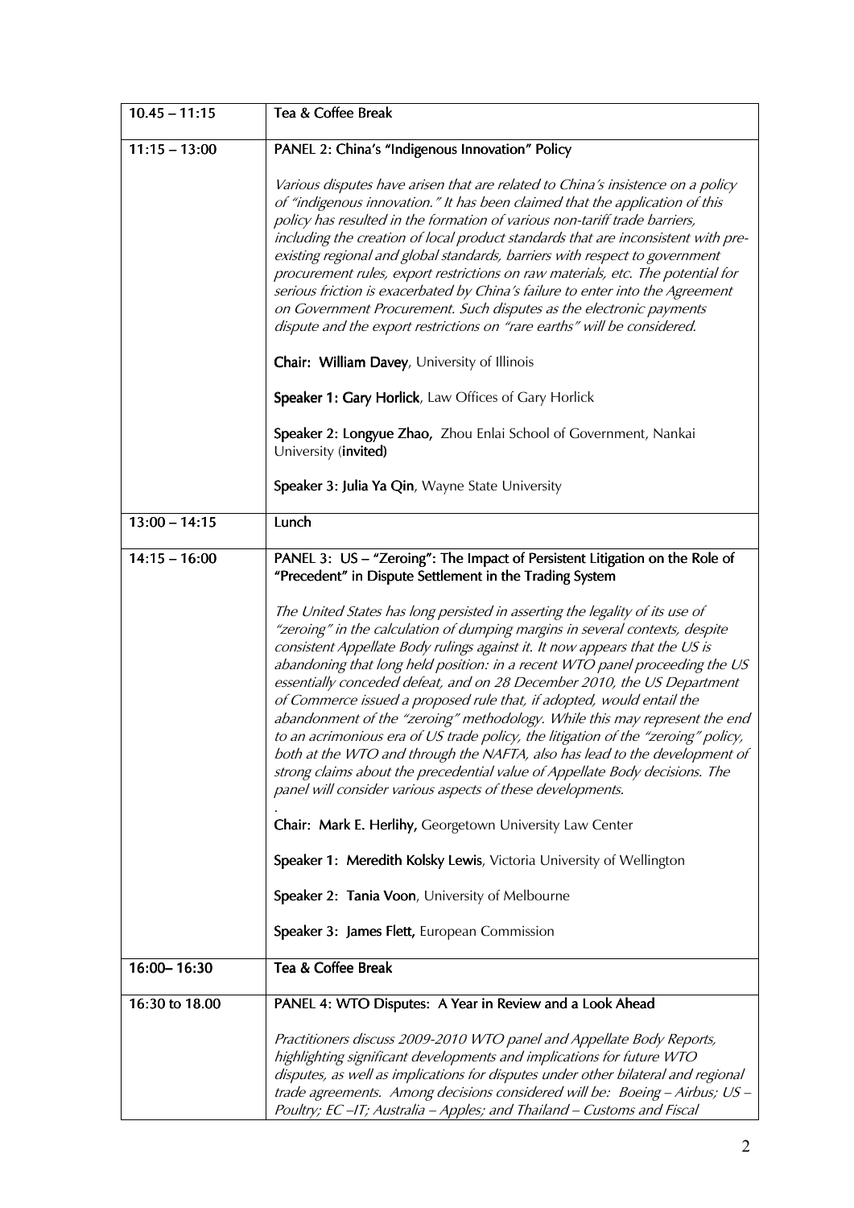| 10.45 – 11:15 | Tea & Coffee Break |
|---|---|
| 11:15 – 13:00 | **PANEL 2: China's "Indigenous Innovation" Policy**<br><br>*Various disputes have arisen that are related to China's insistence on a policy of "indigenous innovation." It has been claimed that the application of this policy has resulted in the formation of various non-tariff trade barriers, including the creation of local product standards that are inconsistent with pre-existing regional and global standards, barriers with respect to government procurement rules, export restrictions on raw materials, etc. The potential for serious friction is exacerbated by China's failure to enter into the Agreement on Government Procurement. Such disputes as the electronic payments dispute and the export restrictions on "rare earths" will be considered.*<br><br>**Chair: William Davey**, University of Illinois<br><br>**Speaker 1: Gary Horlick**, Law Offices of Gary Horlick<br><br>**Speaker 2: Longyue Zhao,** Zhou Enlai School of Government, Nankai University (**invited**)<br><br>**Speaker 3: Julia Ya Qin**, Wayne State University |
| 13:00 – 14:15 | Lunch |
| 14:15 – 16:00 | **PANEL 3: US – "Zeroing": The Impact of Persistent Litigation on the Role of "Precedent" in Dispute Settlement in the Trading System**<br><br>*The United States has long persisted in asserting the legality of its use of "zeroing" in the calculation of dumping margins in several contexts, despite consistent Appellate Body rulings against it. It now appears that the US is abandoning that long held position: in a recent WTO panel proceeding the US essentially conceded defeat, and on 28 December 2010, the US Department of Commerce issued a proposed rule that, if adopted, would entail the abandonment of the "zeroing" methodology. While this may represent the end to an acrimonious era of US trade policy, the litigation of the "zeroing" policy, both at the WTO and through the NAFTA, also has lead to the development of strong claims about the precedential value of Appellate Body decisions. The panel will consider various aspects of these developments.*<br><br>**Chair: Mark E. Herlihy,** Georgetown University Law Center<br><br>**Speaker 1: Meredith Kolsky Lewis**, Victoria University of Wellington<br><br>**Speaker 2: Tania Voon**, University of Melbourne<br><br>**Speaker 3: James Flett,** European Commission |
| 16:00– 16:30 | Tea & Coffee Break |
| 16:30 to 18.00 | **PANEL 4: WTO Disputes: A Year in Review and a Look Ahead**<br><br>*Practitioners discuss 2009-2010 WTO panel and Appellate Body Reports, highlighting significant developments and implications for future WTO disputes, as well as implications for disputes under other bilateral and regional trade agreements. Among decisions considered will be: Boeing – Airbus; US – Poultry; EC –IT; Australia – Apples; and Thailand – Customs and Fiscal* |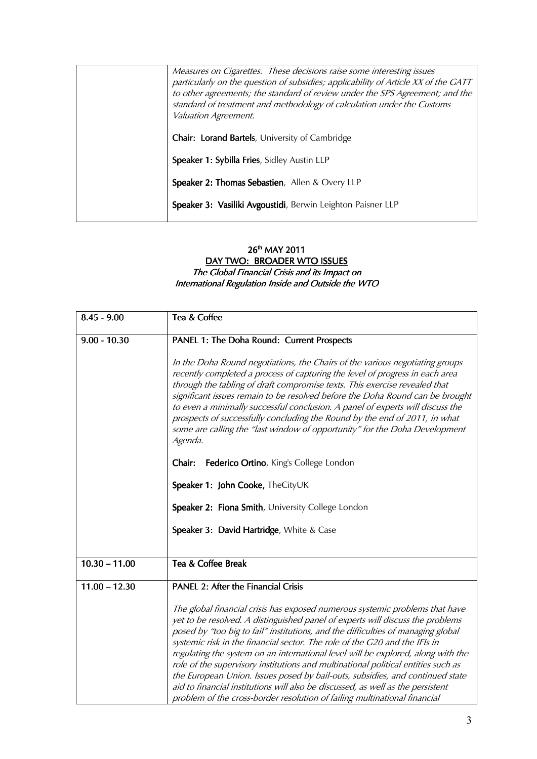| | |
|---|---|
| | *Measures on Cigarettes. These decisions raise some interesting issues particularly on the question of subsidies; applicability of Article XX of the GATT to other agreements; the standard of review under the SPS Agreement; and the standard of treatment and methodology of calculation under the Customs Valuation Agreement.*<br><br>**Chair: Lorand Bartels**, University of Cambridge<br><br>**Speaker 1: Sybilla Fries**, Sidley Austin LLP<br><br>**Speaker 2: Thomas Sebastien**, Allen & Overy LLP<br><br>**Speaker 3: Vasiliki Avgoustidi**, Berwin Leighton Paisner LLP |

## 26th MAY 2011
## DAY TWO: BROADER WTO ISSUES
### *The Global Financial Crisis and its Impact on International Regulation Inside and Outside the WTO*

| | |
|---|---|
| 8.45 - 9.00 | Tea & Coffee |
| 9.00 - 10.30 | **PANEL 1: The Doha Round: Current Prospects**<br><br>*In the Doha Round negotiations, the Chairs of the various negotiating groups recently completed a process of capturing the level of progress in each area through the tabling of draft compromise texts. This exercise revealed that significant issues remain to be resolved before the Doha Round can be brought to even a minimally successful conclusion. A panel of experts will discuss the prospects of successfully concluding the Round by the end of 2011, in what some are calling the "last window of opportunity" for the Doha Development Agenda.*<br><br>**Chair: Federico Ortino**, King's College London<br><br>**Speaker 1: John Cooke,** TheCityUK<br><br>**Speaker 2: Fiona Smith**, University College London<br><br>**Speaker 3: David Hartridge**, White & Case |
| **10.30 – 11.00** | **Tea & Coffee Break** |
| **11.00 – 12.30** | **PANEL 2: After the Financial Crisis**<br><br>*The global financial crisis has exposed numerous systemic problems that have yet to be resolved. A distinguished panel of experts will discuss the problems posed by "too big to fail" institutions, and the difficulties of managing global systemic risk in the financial sector. The role of the G20 and the IFIs in regulating the system on an international level will be explored, along with the role of the supervisory institutions and multinational political entities such as the European Union. Issues posed by bail-outs, subsidies, and continued state aid to financial institutions will also be discussed, as well as the persistent problem of the cross-border resolution of failing multinational financial* |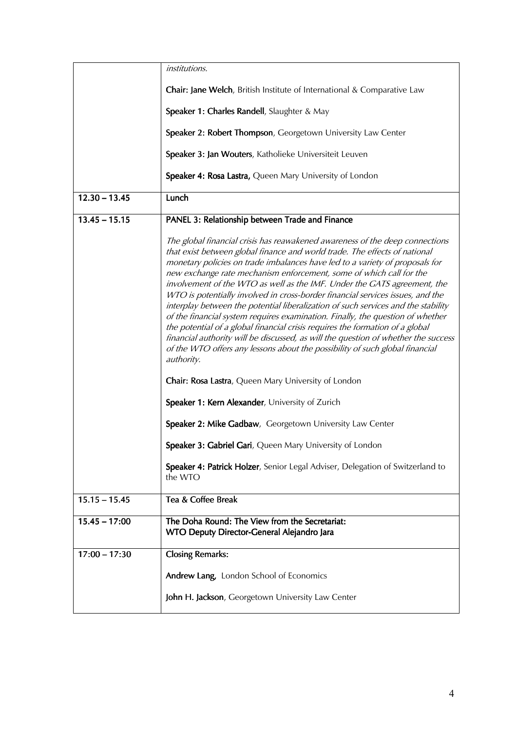| | |
|---|---|
| | *institutions.*<br><br>**Chair: Jane Welch**, British Institute of International & Comparative Law<br><br>**Speaker 1: Charles Randell**, Slaughter & May<br><br>**Speaker 2: Robert Thompson**, Georgetown University Law Center<br><br>**Speaker 3: Jan Wouters**, Katholieke Universiteit Leuven<br><br>**Speaker 4: Rosa Lastra,** Queen Mary University of London |
| **12.30 – 13.45** | **Lunch** |
| **13.45 – 15.15** | **PANEL 3: Relationship between Trade and Finance**<br><br>*The global financial crisis has reawakened awareness of the deep connections that exist between global finance and world trade. The effects of national monetary policies on trade imbalances have led to a variety of proposals for new exchange rate mechanism enforcement, some of which call for the involvement of the WTO as well as the IMF. Under the GATS agreement, the WTO is potentially involved in cross-border financial services issues, and the interplay between the potential liberalization of such services and the stability of the financial system requires examination. Finally, the question of whether the potential of a global financial crisis requires the formation of a global financial authority will be discussed, as will the question of whether the success of the WTO offers any lessons about the possibility of such global financial authority.*<br><br>**Chair: Rosa Lastra**, Queen Mary University of London<br><br>**Speaker 1: Kern Alexander**, University of Zurich<br><br>**Speaker 2: Mike Gadbaw**, Georgetown University Law Center<br><br>**Speaker 3: Gabriel Gari**, Queen Mary University of London<br><br>**Speaker 4: Patrick Holzer**, Senior Legal Adviser, Delegation of Switzerland to the WTO |
| **15.15 – 15.45** | **Tea & Coffee Break** |
| **15.45 – 17:00** | **The Doha Round: The View from the Secretariat:**<br>**WTO Deputy Director-General Alejandro Jara** |
| **17:00 – 17:30** | **Closing Remarks:**<br><br>**Andrew Lang,** London School of Economics<br><br>**John H. Jackson**, Georgetown University Law Center |